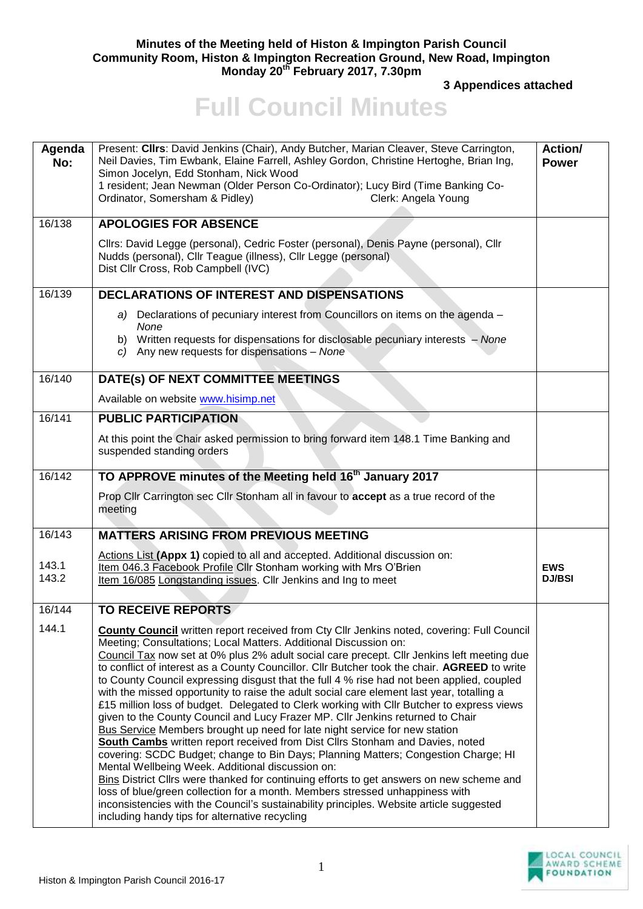**Minutes of the Meeting held of Histon & Impington Parish Council**
**Community Room, Histon & Impington Recreation Ground, New Road, Impington**
**Monday 20th February 2017, 7.30pm**

**3 Appendices attached**

# Full Council Minutes

| Agenda No: | Present: **Cllrs**: David Jenkins (Chair), Andy Butcher, Marian Cleaver, Steve Carrington, Neil Davies, Tim Ewbank, Elaine Farrell, Ashley Gordon, Christine Hertoghe, Brian Ing, Simon Jocelyn, Edd Stonham, Nick Wood<br>1 resident; Jean Newman (Older Person Co-Ordinator); Lucy Bird (Time Banking Co-Ordinator, Somersham & Pidley) Clerk: Angela Young | Action/ Power |
|---|---|---|
| 16/138 | **APOLOGIES FOR ABSENCE**<br>Cllrs: David Legge (personal), Cedric Foster (personal), Denis Payne (personal), Cllr Nudds (personal), Cllr Teague (illness), Cllr Legge (personal)<br>Dist Cllr Cross, Rob Campbell (IVC) | |
| 16/139 | **DECLARATIONS OF INTEREST AND DISPENSATIONS**<br>*a)* Declarations of pecuniary interest from Councillors on items on the agenda – *None*<br>b) Written requests for dispensations for disclosable pecuniary interests – *None*<br>*c)* Any new requests for dispensations – *None* | |
| 16/140 | **DATE(s) OF NEXT COMMITTEE MEETINGS**<br>Available on website www.hisimp.net | |
| 16/141 | **PUBLIC PARTICIPATION**<br>At this point the Chair asked permission to bring forward item 148.1 Time Banking and suspended standing orders | |
| 16/142 | **TO APPROVE minutes of the Meeting held 16th January 2017**<br>Prop Cllr Carrington sec Cllr Stonham all in favour to **accept** as a true record of the meeting | |
| 16/143<br><br>143.1<br>143.2 | **MATTERS ARISING FROM PREVIOUS MEETING**<br>Actions List **(Appx 1)** copied to all and accepted. Additional discussion on:<br>Item 046.3 Facebook Profile Cllr Stonham working with Mrs O'Brien<br>Item 16/085 Longstanding issues. Cllr Jenkins and Ing to meet | <br><br><br>**EWS**<br>**DJ/BSI** |
| 16/144<br><br>144.1 | **TO RECEIVE REPORTS**<br>**County Council** written report received from Cty Cllr Jenkins noted, covering: Full Council Meeting; Consultations; Local Matters. Additional Discussion on:<br>Council Tax now set at 0% plus 2% adult social care precept. Cllr Jenkins left meeting due to conflict of interest as a County Councillor. Cllr Butcher took the chair. **AGREED** to write to County Council expressing disgust that the full 4 % rise had not been applied, coupled with the missed opportunity to raise the adult social care element last year, totalling a £15 million loss of budget. Delegated to Clerk working with Cllr Butcher to express views given to the County Council and Lucy Frazer MP. Cllr Jenkins returned to Chair<br>Bus Service Members brought up need for late night service for new station<br>**South Cambs** written report received from Dist Cllrs Stonham and Davies, noted covering: SCDC Budget; change to Bin Days; Planning Matters; Congestion Charge; HI Mental Wellbeing Week. Additional discussion on:<br>Bins District Cllrs were thanked for continuing efforts to get answers on new scheme and loss of blue/green collection for a month. Members stressed unhappiness with inconsistencies with the Council's sustainability principles. Website article suggested including handy tips for alternative recycling | |

Histon & Impington Parish Council 2016-17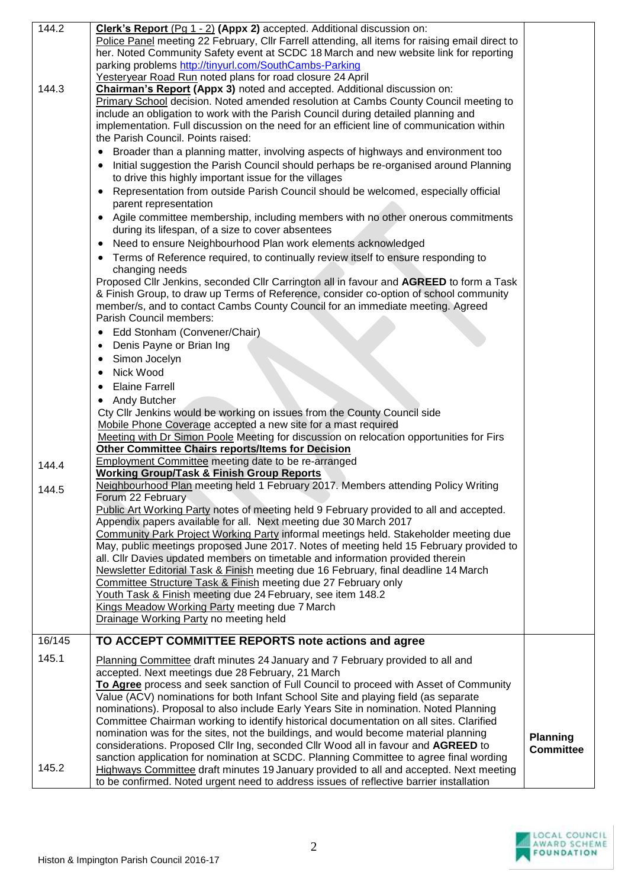| | | |
|---|---|---|
| 144.2 | Clerk's Report (Pg 1 - 2) **(Appx 2)** accepted. Additional discussion on:<br>Police Panel meeting 22 February, Cllr Farrell attending, all items for raising email direct to her. Noted Community Safety event at SCDC 18 March and new website link for reporting parking problems http://tinyurl.com/SouthCambs-Parking<br>Yesteryear Road Run noted plans for road closure 24 April | |
| 144.3 | **Chairman's Report (Appx 3)** noted and accepted. Additional discussion on:<br>Primary School decision. Noted amended resolution at Cambs County Council meeting to include an obligation to work with the Parish Council during detailed planning and implementation. Full discussion on the need for an efficient line of communication within the Parish Council. Points raised:<br>• Broader than a planning matter, involving aspects of highways and environment too<br>• Initial suggestion the Parish Council should perhaps be re-organised around Planning to drive this highly important issue for the villages<br>• Representation from outside Parish Council should be welcomed, especially official parent representation<br>• Agile committee membership, including members with no other onerous commitments during its lifespan, of a size to cover absentees<br>• Need to ensure Neighbourhood Plan work elements acknowledged<br>• Terms of Reference required, to continually review itself to ensure responding to changing needs<br>Proposed Cllr Jenkins, seconded Cllr Carrington all in favour and **AGREED** to form a Task & Finish Group, to draw up Terms of Reference, consider co-option of school community member/s, and to contact Cambs County Council for an immediate meeting. Agreed Parish Council members:<br>• Edd Stonham (Convener/Chair)<br>• Denis Payne or Brian Ing<br>• Simon Jocelyn<br>• Nick Wood<br>• Elaine Farrell<br>• Andy Butcher<br>Cty Cllr Jenkins would be working on issues from the County Council side<br>Mobile Phone Coverage accepted a new site for a mast required<br>Meeting with Dr Simon Poole Meeting for discussion on relocation opportunities for Firs | |
| 144.4 | **Other Committee Chairs reports/Items for Decision**<br>Employment Committee meeting date to be re-arranged | |
| 144.5 | **Working Group/Task & Finish Group Reports**<br>Neighbourhood Plan meeting held 1 February 2017. Members attending Policy Writing Forum 22 February<br>Public Art Working Party notes of meeting held 9 February provided to all and accepted. Appendix papers available for all. Next meeting due 30 March 2017<br>Community Park Project Working Party informal meetings held. Stakeholder meeting due May, public meetings proposed June 2017. Notes of meeting held 15 February provided to all. Cllr Davies updated members on timetable and information provided therein<br>Newsletter Editorial Task & Finish meeting due 16 February, final deadline 14 March<br>Committee Structure Task & Finish meeting due 27 February only<br>Youth Task & Finish meeting due 24 February, see item 148.2<br>Kings Meadow Working Party meeting due 7 March<br>Drainage Working Party no meeting held | |
| 16/145 | **TO ACCEPT COMMITTEE REPORTS note actions and agree** | |
| 145.1 | Planning Committee draft minutes 24 January and 7 February provided to all and accepted. Next meetings due 28 February, 21 March<br>**To Agree** process and seek sanction of Full Council to proceed with Asset of Community Value (ACV) nominations for both Infant School Site and playing field (as separate nominations). Proposal to also include Early Years Site in nomination. Noted Planning Committee Chairman working to identify historical documentation on all sites. Clarified nomination was for the sites, not the buildings, and would become material planning considerations. Proposed Cllr Ing, seconded Cllr Wood all in favour and **AGREED** to sanction application for nomination at SCDC. Planning Committee to agree final wording | **Planning Committee** |
| 145.2 | Highways Committee draft minutes 19 January provided to all and accepted. Next meeting to be confirmed. Noted urgent need to address issues of reflective barrier installation | |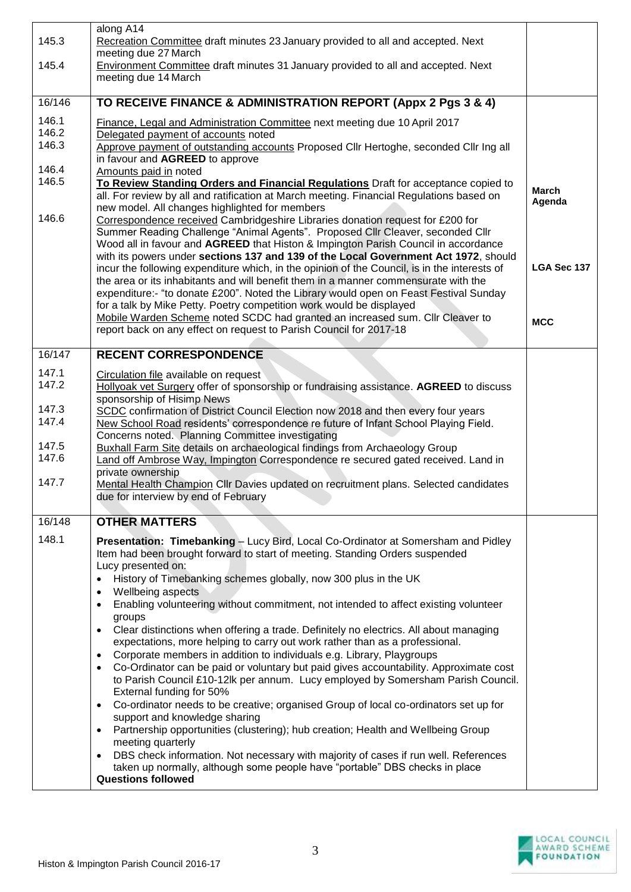| | | |
|---|---|---|
| 145.3<br><br>145.4 | along A14<br>Recreation Committee draft minutes 23 January provided to all and accepted. Next meeting due 27 March<br>Environment Committee draft minutes 31 January provided to all and accepted. Next meeting due 14 March | |
| 16/146 | **TO RECEIVE FINANCE & ADMINISTRATION REPORT (Appx 2 Pgs 3 & 4)** | |
| 146.1<br>146.2<br>146.3<br><br>146.4<br>146.5<br><br><br>146.6 | Finance, Legal and Administration Committee next meeting due 10 April 2017<br>Delegated payment of accounts noted<br>Approve payment of outstanding accounts Proposed Cllr Hertoghe, seconded Cllr Ing all in favour and **AGREED** to approve<br>Amounts paid in noted<br>**To Review Standing Orders and Financial Regulations** Draft for acceptance copied to all. For review by all and ratification at March meeting. Financial Regulations based on new model. All changes highlighted for members<br>Correspondence received Cambridgeshire Libraries donation request for £200 for Summer Reading Challenge "Animal Agents". Proposed Cllr Cleaver, seconded Cllr Wood all in favour and **AGREED** that Histon & Impington Parish Council in accordance with its powers under **sections 137 and 139 of the Local Government Act 1972**, should incur the following expenditure which, in the opinion of the Council, is in the interests of the area or its inhabitants and will benefit them in a manner commensurate with the expenditure:- "to donate £200". Noted the Library would open on Feast Festival Sunday for a talk by Mike Petty. Poetry competition work would be displayed<br>Mobile Warden Scheme noted SCDC had granted an increased sum. Cllr Cleaver to report back on any effect on request to Parish Council for 2017-18 | **March Agenda**<br><br><br>**LGA Sec 137**<br><br><br>**MCC** |
| 16/147 | **RECENT CORRESPONDENCE** | |
| 147.1<br>147.2<br><br>147.3<br>147.4<br><br>147.5<br>147.6<br><br>147.7 | Circulation file available on request<br>Hollyoak vet Surgery offer of sponsorship or fundraising assistance. **AGREED** to discuss sponsorship of Hisimp News<br>SCDC confirmation of District Council Election now 2018 and then every four years<br>New School Road residents' correspondence re future of Infant School Playing Field. Concerns noted. Planning Committee investigating<br>Buxhall Farm Site details on archaeological findings from Archaeology Group<br>Land off Ambrose Way, Impington Correspondence re secured gated received. Land in private ownership<br>Mental Health Champion Cllr Davies updated on recruitment plans. Selected candidates due for interview by end of February | |
| 16/148 | **OTHER MATTERS** | |
| 148.1 | **Presentation: Timebanking** – Lucy Bird, Local Co-Ordinator at Somersham and Pidley<br>Item had been brought forward to start of meeting. Standing Orders suspended<br>Lucy presented on:<br>• History of Timebanking schemes globally, now 300 plus in the UK<br>• Wellbeing aspects<br>• Enabling volunteering without commitment, not intended to affect existing volunteer groups<br>• Clear distinctions when offering a trade. Definitely no electrics. All about managing expectations, more helping to carry out work rather than as a professional.<br>• Corporate members in addition to individuals e.g. Library, Playgroups<br>• Co-Ordinator can be paid or voluntary but paid gives accountability. Approximate cost to Parish Council £10-12lk per annum. Lucy employed by Somersham Parish Council. External funding for 50%<br>• Co-ordinator needs to be creative; organised Group of local co-ordinators set up for support and knowledge sharing<br>• Partnership opportunities (clustering); hub creation; Health and Wellbeing Group meeting quarterly<br>• DBS check information. Not necessary with majority of cases if run well. References taken up normally, although some people have "portable" DBS checks in place<br>**Questions followed** | |

Histon & Impington Parish Council 2016-17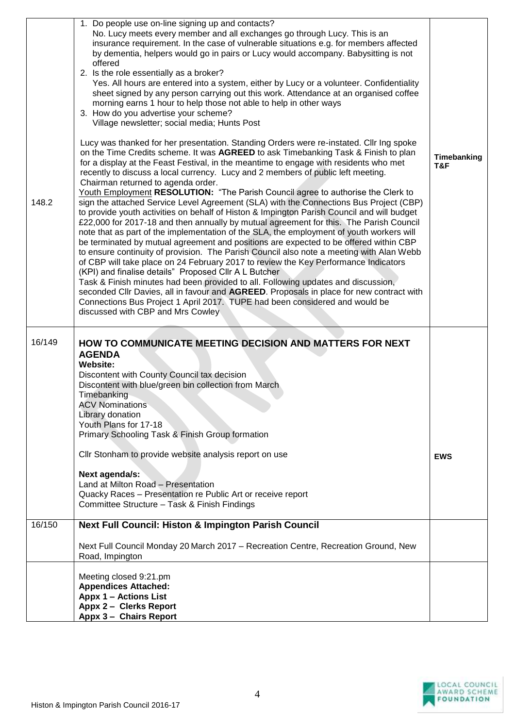| | | |
|---|---|---|
| 148.2 | 1. Do people use on-line signing up and contacts?<br>No. Lucy meets every member and all exchanges go through Lucy. This is an insurance requirement. In the case of vulnerable situations e.g. for members affected by dementia, helpers would go in pairs or Lucy would accompany. Babysitting is not offered<br>2. Is the role essentially as a broker?<br>Yes. All hours are entered into a system, either by Lucy or a volunteer. Confidentiality sheet signed by any person carrying out this work. Attendance at an organised coffee morning earns 1 hour to help those not able to help in other ways<br>3. How do you advertise your scheme?<br>Village newsletter; social media; Hunts Post<br><br>Lucy was thanked for her presentation. Standing Orders were re-instated. Cllr Ing spoke on the Time Credits scheme. It was **AGREED** to ask Timebanking Task & Finish to plan for a display at the Feast Festival, in the meantime to engage with residents who met recently to discuss a local currency. Lucy and 2 members of public left meeting. Chairman returned to agenda order.<br>Youth Employment **RESOLUTION:** "The Parish Council agree to authorise the Clerk to sign the attached Service Level Agreement (SLA) with the Connections Bus Project (CBP) to provide youth activities on behalf of Histon & Impington Parish Council and will budget £22,000 for 2017-18 and then annually by mutual agreement for this. The Parish Council note that as part of the implementation of the SLA, the employment of youth workers will be terminated by mutual agreement and positions are expected to be offered within CBP to ensure continuity of provision. The Parish Council also note a meeting with Alan Webb of CBP will take place on 24 February 2017 to review the Key Performance Indicators (KPI) and finalise details" Proposed Cllr A L Butcher<br>Task & Finish minutes had been provided to all. Following updates and discussion, seconded Cllr Davies, all in favour and **AGREED**. Proposals in place for new contract with Connections Bus Project 1 April 2017. TUPE had been considered and would be discussed with CBP and Mrs Cowley | **Timebanking T&F** |
| 16/149 | **HOW TO COMMUNICATE MEETING DECISION AND MATTERS FOR NEXT AGENDA**<br>**Website:**<br>Discontent with County Council tax decision<br>Discontent with blue/green bin collection from March<br>Timebanking<br>ACV Nominations<br>Library donation<br>Youth Plans for 17-18<br>Primary Schooling Task & Finish Group formation<br><br>Cllr Stonham to provide website analysis report on use<br><br>**Next agenda/s:**<br>Land at Milton Road – Presentation<br>Quacky Races – Presentation re Public Art or receive report<br>Committee Structure – Task & Finish Findings | **EWS** |
| 16/150 | **Next Full Council: Histon & Impington Parish Council**<br><br>Next Full Council Monday 20 March 2017 – Recreation Centre, Recreation Ground, New Road, Impington | |
| | Meeting closed 9:21.pm<br>**Appendices Attached:**<br>**Appx 1 – Actions List**<br>**Appx 2 – Clerks Report**<br>**Appx 3 – Chairs Report** | |